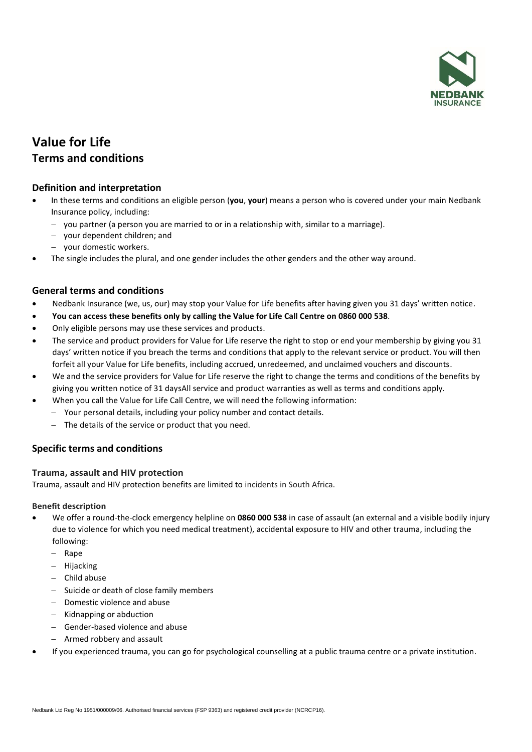# Value for Life

## Terms and conditions

### Definition and interpretation

- In these terms and conditions an eligible person (**you**, **your**) means a person who is covered under your main Nedbank Insurance policy, including:
  - you partner (a person you are married to or in a relationship with, similar to a marriage).
  - your dependent children; and
  - your domestic workers.
- The single includes the plural, and one gender includes the other genders and the other way around.

### General terms and conditions

- Nedbank Insurance (we, us, our) may stop your Value for Life benefits after having given you 31 days' written notice.
- **You can access these benefits only by calling the Value for Life Call Centre on 0860 000 538**.
- Only eligible persons may use these services and products.
- The service and product providers for Value for Life reserve the right to stop or end your membership by giving you 31 days' written notice if you breach the terms and conditions that apply to the relevant service or product. You will then forfeit all your Value for Life benefits, including accrued, unredeemed, and unclaimed vouchers and discounts.
- We and the service providers for Value for Life reserve the right to change the terms and conditions of the benefits by giving you written notice of 31 daysAll service and product warranties as well as terms and conditions apply.
- When you call the Value for Life Call Centre, we will need the following information:
  - Your personal details, including your policy number and contact details.
  - The details of the service or product that you need.

### Specific terms and conditions

#### Trauma, assault and HIV protection

Trauma, assault and HIV protection benefits are limited to incidents in South Africa.

**Benefit description**

- We offer a round-the-clock emergency helpline on **0860 000 538** in case of assault (an external and a visible bodily injury due to violence for which you need medical treatment), accidental exposure to HIV and other trauma, including the following:
  - Rape
  - Hijacking
  - Child abuse
  - Suicide or death of close family members
  - Domestic violence and abuse
  - Kidnapping or abduction
  - Gender-based violence and abuse
  - Armed robbery and assault
- If you experienced trauma, you can go for psychological counselling at a public trauma centre or a private institution.

Nedbank Ltd Reg No 1951/000009/06. Authorised financial services (FSP 9363) and registered credit provider (NCRCP16).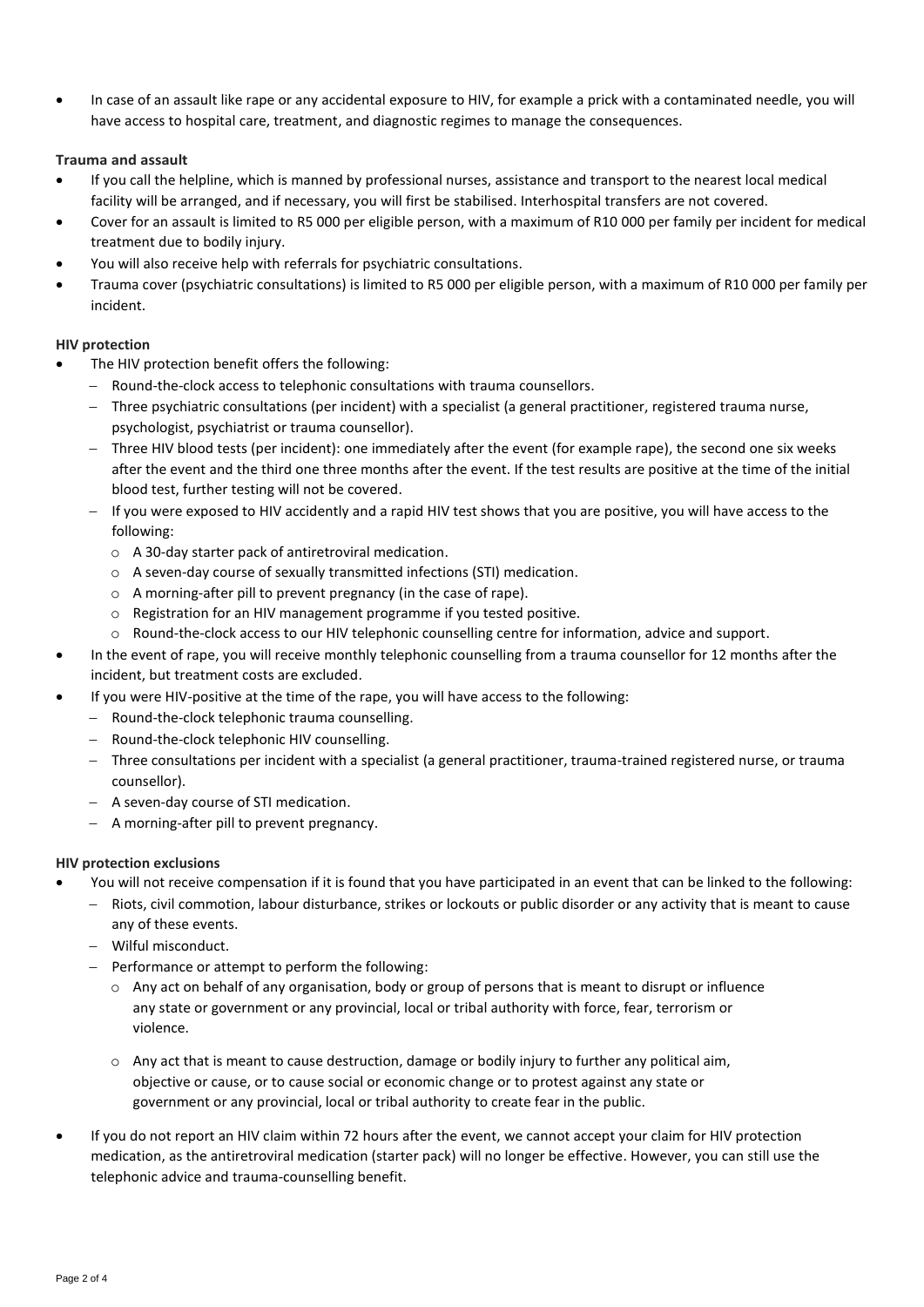- In case of an assault like rape or any accidental exposure to HIV, for example a prick with a contaminated needle, you will have access to hospital care, treatment, and diagnostic regimes to manage the consequences.

**Trauma and assault**

- If you call the helpline, which is manned by professional nurses, assistance and transport to the nearest local medical facility will be arranged, and if necessary, you will first be stabilised. Interhospital transfers are not covered.
- Cover for an assault is limited to R5 000 per eligible person, with a maximum of R10 000 per family per incident for medical treatment due to bodily injury.
- You will also receive help with referrals for psychiatric consultations.
- Trauma cover (psychiatric consultations) is limited to R5 000 per eligible person, with a maximum of R10 000 per family per incident.

**HIV protection**

- The HIV protection benefit offers the following:
  - Round-the-clock access to telephonic consultations with trauma counsellors.
  - Three psychiatric consultations (per incident) with a specialist (a general practitioner, registered trauma nurse, psychologist, psychiatrist or trauma counsellor).
  - Three HIV blood tests (per incident): one immediately after the event (for example rape), the second one six weeks after the event and the third one three months after the event. If the test results are positive at the time of the initial blood test, further testing will not be covered.
  - If you were exposed to HIV accidently and a rapid HIV test shows that you are positive, you will have access to the following:
    - A 30-day starter pack of antiretroviral medication.
    - A seven-day course of sexually transmitted infections (STI) medication.
    - A morning-after pill to prevent pregnancy (in the case of rape).
    - Registration for an HIV management programme if you tested positive.
    - Round-the-clock access to our HIV telephonic counselling centre for information, advice and support.
- In the event of rape, you will receive monthly telephonic counselling from a trauma counsellor for 12 months after the incident, but treatment costs are excluded.
- If you were HIV-positive at the time of the rape, you will have access to the following:
  - Round-the-clock telephonic trauma counselling.
  - Round-the-clock telephonic HIV counselling.
  - Three consultations per incident with a specialist (a general practitioner, trauma-trained registered nurse, or trauma counsellor).
  - A seven-day course of STI medication.
  - A morning-after pill to prevent pregnancy.

**HIV protection exclusions**

- You will not receive compensation if it is found that you have participated in an event that can be linked to the following:
  - Riots, civil commotion, labour disturbance, strikes or lockouts or public disorder or any activity that is meant to cause any of these events.
  - Wilful misconduct.
  - Performance or attempt to perform the following:
    - Any act on behalf of any organisation, body or group of persons that is meant to disrupt or influence any state or government or any provincial, local or tribal authority with force, fear, terrorism or violence.
    - Any act that is meant to cause destruction, damage or bodily injury to further any political aim, objective or cause, or to cause social or economic change or to protest against any state or government or any provincial, local or tribal authority to create fear in the public.
- If you do not report an HIV claim within 72 hours after the event, we cannot accept your claim for HIV protection medication, as the antiretroviral medication (starter pack) will no longer be effective. However, you can still use the telephonic advice and trauma-counselling benefit.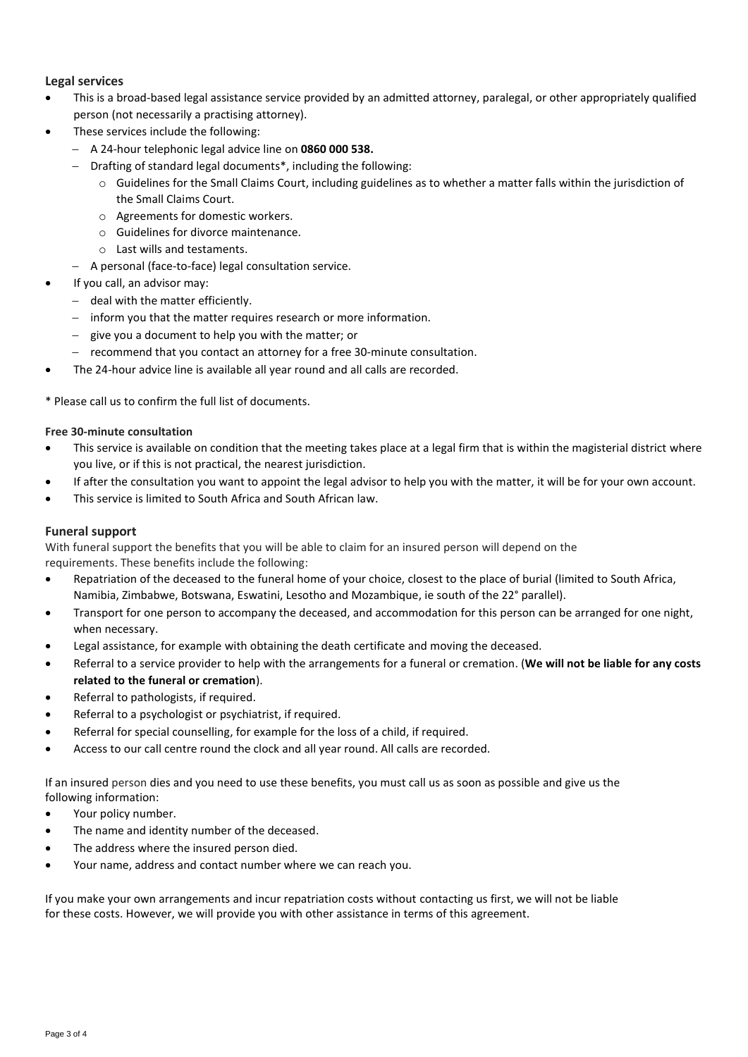## Legal services

- This is a broad-based legal assistance service provided by an admitted attorney, paralegal, or other appropriately qualified person (not necessarily a practising attorney).
- These services include the following:
  - A 24-hour telephonic legal advice line on **0860 000 538.**
  - Drafting of standard legal documents*, including the following:
    - Guidelines for the Small Claims Court, including guidelines as to whether a matter falls within the jurisdiction of the Small Claims Court.
    - Agreements for domestic workers.
    - Guidelines for divorce maintenance.
    - Last wills and testaments.
  - A personal (face-to-face) legal consultation service.
- If you call, an advisor may:
  - deal with the matter efficiently.
  - inform you that the matter requires research or more information.
  - give you a document to help you with the matter; or
  - recommend that you contact an attorney for a free 30-minute consultation.
- The 24-hour advice line is available all year round and all calls are recorded.

* Please call us to confirm the full list of documents.

#### Free 30-minute consultation

- This service is available on condition that the meeting takes place at a legal firm that is within the magisterial district where you live, or if this is not practical, the nearest jurisdiction.
- If after the consultation you want to appoint the legal advisor to help you with the matter, it will be for your own account.
- This service is limited to South Africa and South African law.

## Funeral support

With funeral support the benefits that you will be able to claim for an insured person will depend on the requirements. These benefits include the following:

- Repatriation of the deceased to the funeral home of your choice, closest to the place of burial (limited to South Africa, Namibia, Zimbabwe, Botswana, Eswatini, Lesotho and Mozambique, ie south of the 22° parallel).
- Transport for one person to accompany the deceased, and accommodation for this person can be arranged for one night, when necessary.
- Legal assistance, for example with obtaining the death certificate and moving the deceased.
- Referral to a service provider to help with the arrangements for a funeral or cremation. (**We will not be liable for any costs related to the funeral or cremation**).
- Referral to pathologists, if required.
- Referral to a psychologist or psychiatrist, if required.
- Referral for special counselling, for example for the loss of a child, if required.
- Access to our call centre round the clock and all year round. All calls are recorded.

If an insured person dies and you need to use these benefits, you must call us as soon as possible and give us the following information:

- Your policy number.
- The name and identity number of the deceased.
- The address where the insured person died.
- Your name, address and contact number where we can reach you.

If you make your own arrangements and incur repatriation costs without contacting us first, we will not be liable for these costs. However, we will provide you with other assistance in terms of this agreement.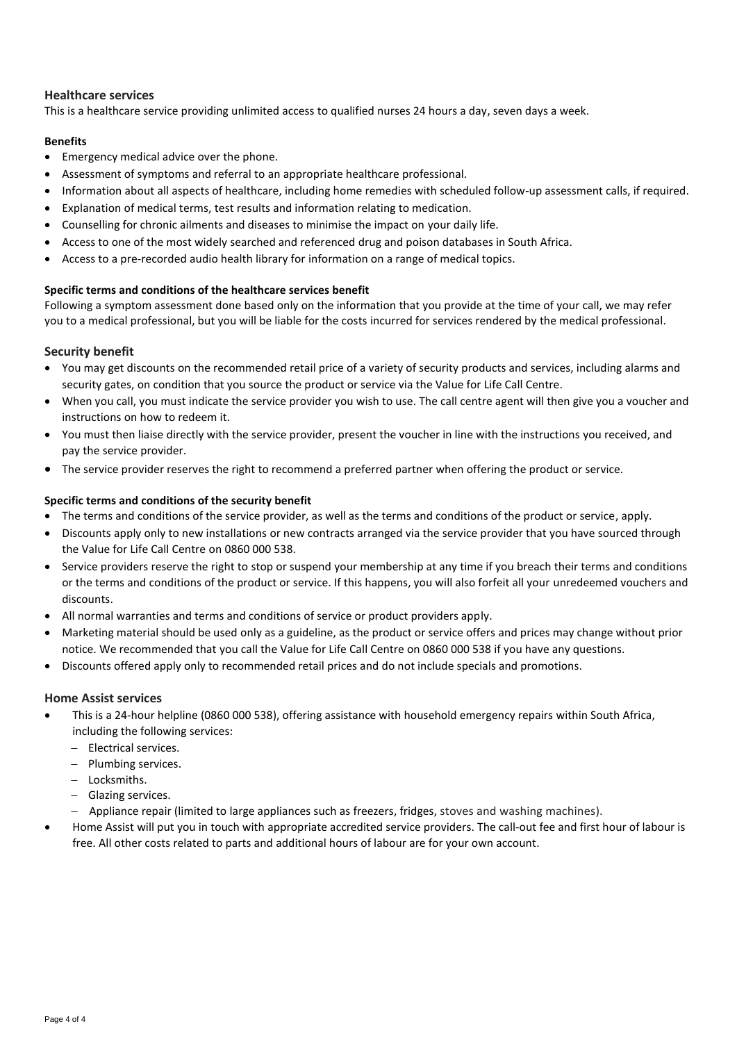## Healthcare services

This is a healthcare service providing unlimited access to qualified nurses 24 hours a day, seven days a week.

#### Benefits

- Emergency medical advice over the phone.
- Assessment of symptoms and referral to an appropriate healthcare professional.
- Information about all aspects of healthcare, including home remedies with scheduled follow-up assessment calls, if required.
- Explanation of medical terms, test results and information relating to medication.
- Counselling for chronic ailments and diseases to minimise the impact on your daily life.
- Access to one of the most widely searched and referenced drug and poison databases in South Africa.
- Access to a pre-recorded audio health library for information on a range of medical topics.

#### Specific terms and conditions of the healthcare services benefit

Following a symptom assessment done based only on the information that you provide at the time of your call, we may refer you to a medical professional, but you will be liable for the costs incurred for services rendered by the medical professional.

## Security benefit

- You may get discounts on the recommended retail price of a variety of security products and services, including alarms and security gates, on condition that you source the product or service via the Value for Life Call Centre.
- When you call, you must indicate the service provider you wish to use. The call centre agent will then give you a voucher and instructions on how to redeem it.
- You must then liaise directly with the service provider, present the voucher in line with the instructions you received, and pay the service provider.
- The service provider reserves the right to recommend a preferred partner when offering the product or service.

#### Specific terms and conditions of the security benefit

- The terms and conditions of the service provider, as well as the terms and conditions of the product or service, apply.
- Discounts apply only to new installations or new contracts arranged via the service provider that you have sourced through the Value for Life Call Centre on 0860 000 538.
- Service providers reserve the right to stop or suspend your membership at any time if you breach their terms and conditions or the terms and conditions of the product or service. If this happens, you will also forfeit all your unredeemed vouchers and discounts.
- All normal warranties and terms and conditions of service or product providers apply.
- Marketing material should be used only as a guideline, as the product or service offers and prices may change without prior notice. We recommended that you call the Value for Life Call Centre on 0860 000 538 if you have any questions.
- Discounts offered apply only to recommended retail prices and do not include specials and promotions.

## Home Assist services

- This is a 24-hour helpline (0860 000 538), offering assistance with household emergency repairs within South Africa, including the following services:
  - Electrical services.
  - Plumbing services.
  - Locksmiths.
  - Glazing services.
  - Appliance repair (limited to large appliances such as freezers, fridges, stoves and washing machines).
- Home Assist will put you in touch with appropriate accredited service providers. The call-out fee and first hour of labour is free. All other costs related to parts and additional hours of labour are for your own account.